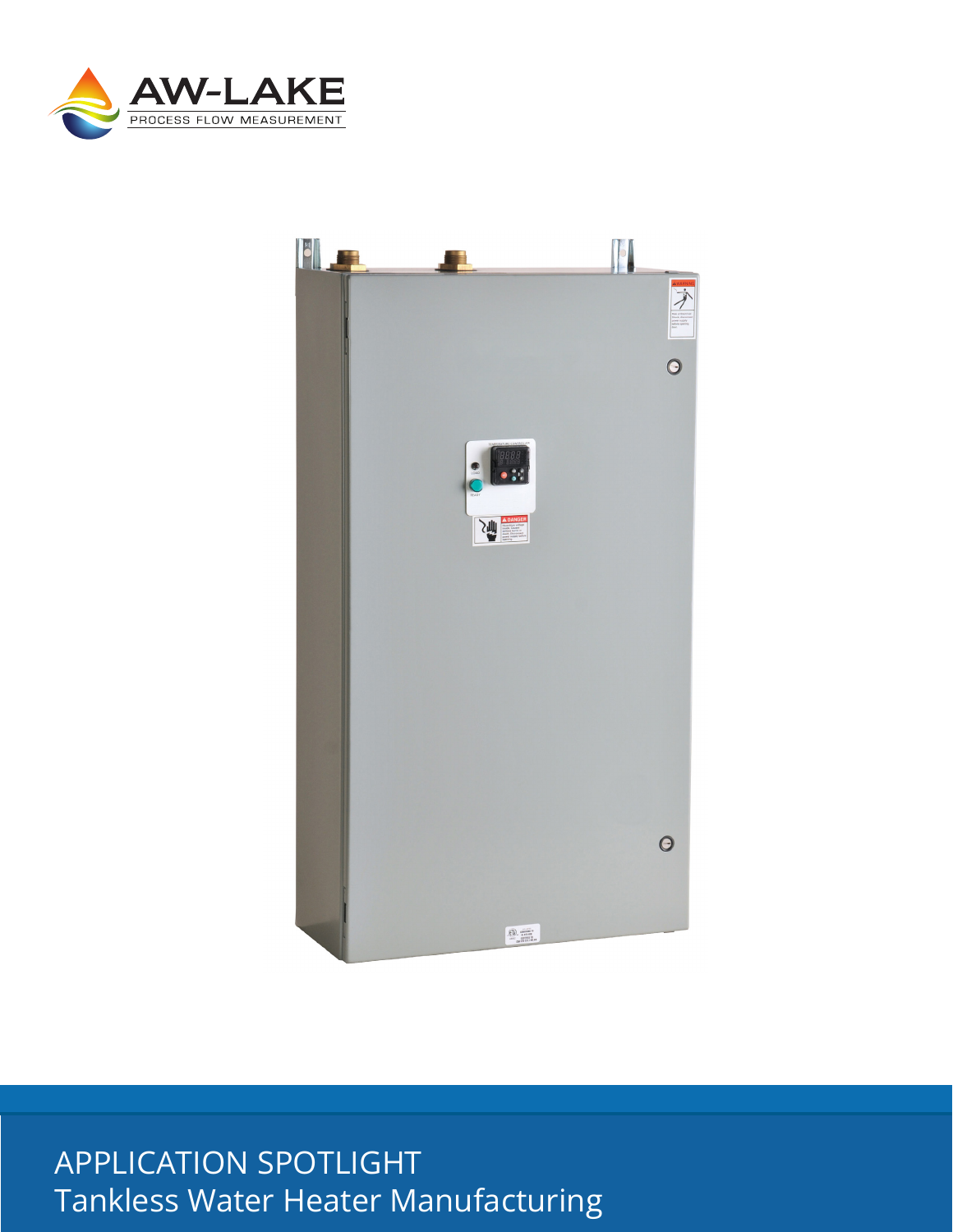AW-LAKE

PROCESS FLOW MEASUREMENT

# APPLICATION SPOTLIGHT

## Tankless Water Heater Manufacturing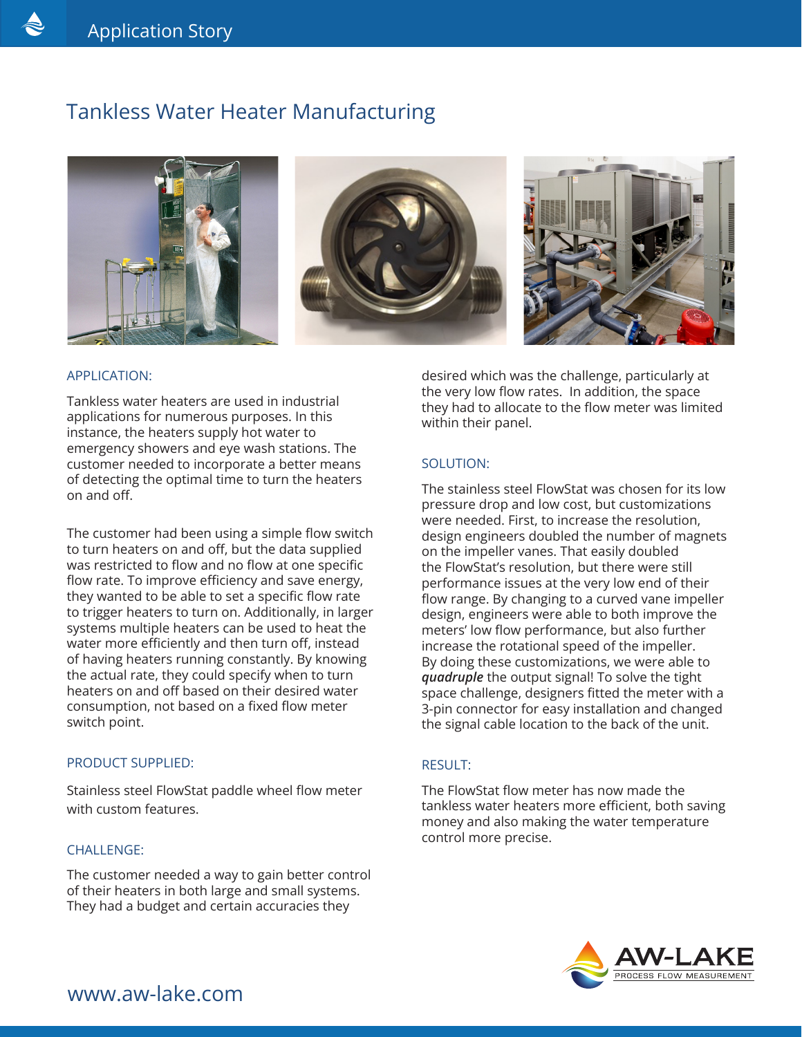# Tankless Water Heater Manufacturing

## APPLICATION:

Tankless water heaters are used in industrial applications for numerous purposes. In this instance, the heaters supply hot water to emergency showers and eye wash stations. The customer needed to incorporate a better means of detecting the optimal time to turn the heaters on and off.

The customer had been using a simple flow switch to turn heaters on and off, but the data supplied was restricted to flow and no flow at one specific flow rate. To improve efficiency and save energy, they wanted to be able to set a specific flow rate to trigger heaters to turn on. Additionally, in larger systems multiple heaters can be used to heat the water more efficiently and then turn off, instead of having heaters running constantly. By knowing the actual rate, they could specify when to turn heaters on and off based on their desired water consumption, not based on a fixed flow meter switch point.

## PRODUCT SUPPLIED:

Stainless steel FlowStat paddle wheel flow meter with custom features.

## CHALLENGE:

The customer needed a way to gain better control of their heaters in both large and small systems. They had a budget and certain accuracies they desired which was the challenge, particularly at the very low flow rates. In addition, the space they had to allocate to the flow meter was limited within their panel.

## SOLUTION:

The stainless steel FlowStat was chosen for its low pressure drop and low cost, but customizations were needed. First, to increase the resolution, design engineers doubled the number of magnets on the impeller vanes. That easily doubled the FlowStat's resolution, but there were still performance issues at the very low end of their flow range. By changing to a curved vane impeller design, engineers were able to both improve the meters' low flow performance, but also further increase the rotational speed of the impeller. By doing these customizations, we were able to ***quadruple*** the output signal! To solve the tight space challenge, designers fitted the meter with a 3-pin connector for easy installation and changed the signal cable location to the back of the unit.

## RESULT:

The FlowStat flow meter has now made the tankless water heaters more efficient, both saving money and also making the water temperature control more precise.

AW-LAKE
PROCESS FLOW MEASUREMENT

www.aw-lake.com